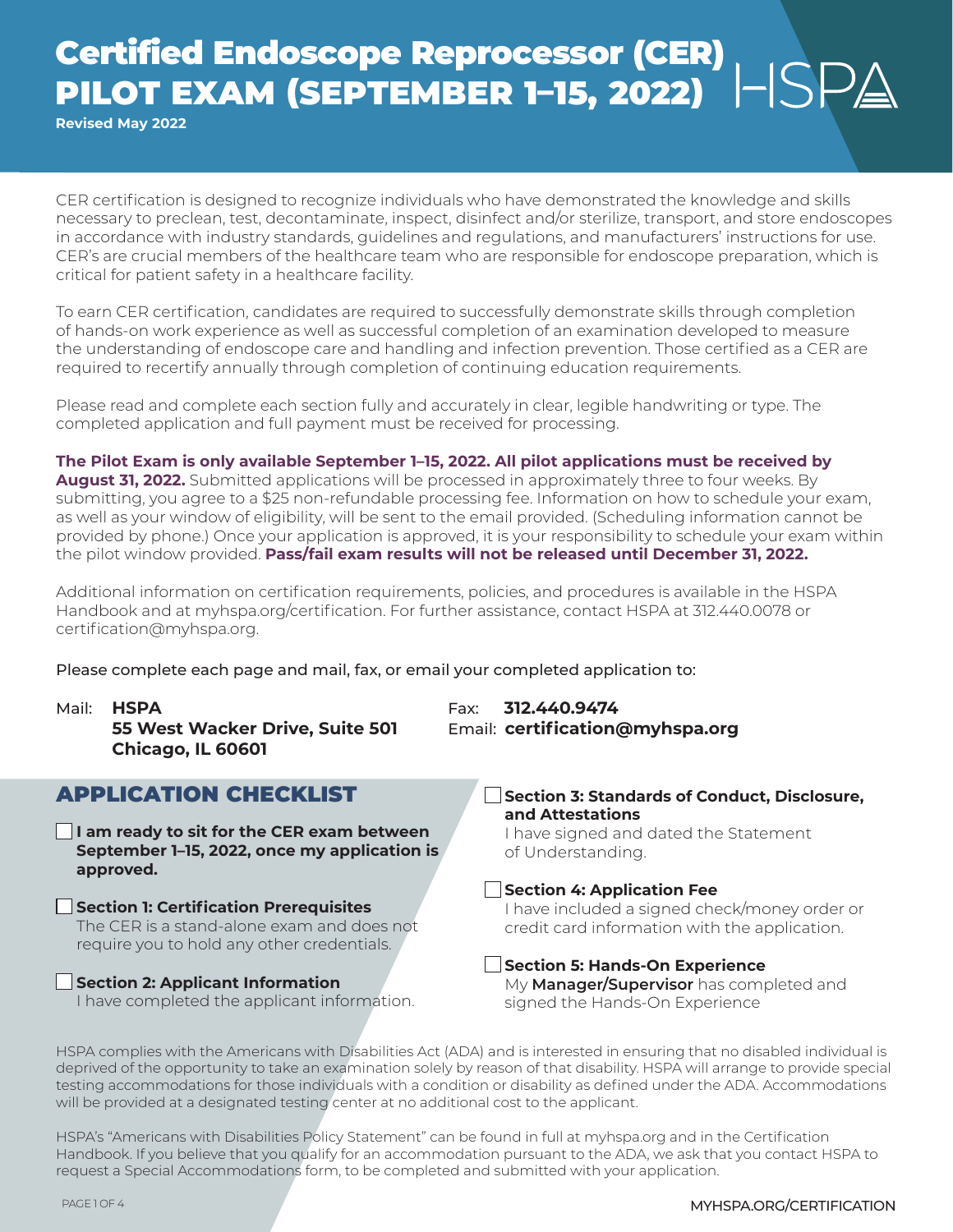# Certified Endoscope Reprocessor (CER) PILOT EXAM (SEPTEMBER 1–15, 2022)

**Revised May 2022**

HSPA

CER certification is designed to recognize individuals who have demonstrated the knowledge and skills necessary to preclean, test, decontaminate, inspect, disinfect and/or sterilize, transport, and store endoscopes in accordance with industry standards, guidelines and regulations, and manufacturers' instructions for use. CER's are crucial members of the healthcare team who are responsible for endoscope preparation, which is critical for patient safety in a healthcare facility.

To earn CER certification, candidates are required to successfully demonstrate skills through completion of hands-on work experience as well as successful completion of an examination developed to measure the understanding of endoscope care and handling and infection prevention. Those certified as a CER are required to recertify annually through completion of continuing education requirements.

Please read and complete each section fully and accurately in clear, legible handwriting or type. The completed application and full payment must be received for processing.

**The Pilot Exam is only available September 1–15, 2022. All pilot applications must be received by August 31, 2022.** Submitted applications will be processed in approximately three to four weeks. By submitting, you agree to a $25 non-refundable processing fee. Information on how to schedule your exam, as well as your window of eligibility, will be sent to the email provided. (Scheduling information cannot be provided by phone.) Once your application is approved, it is your responsibility to schedule your exam within the pilot window provided. **Pass/fail exam results will not be released until December 31, 2022.**

Additional information on certification requirements, policies, and procedures is available in the HSPA Handbook and at myhspa.org/certification. For further assistance, contact HSPA at 312.440.0078 or certification@myhspa.org.

Please complete each page and mail, fax, or email your completed application to:

Mail: **HSPA**
**55 West Wacker Drive, Suite 501**
**Chicago, IL 60601**

Fax: **312.440.9474**
Email: **certification@myhspa.org**

## APPLICATION CHECKLIST

- ☐ **I am ready to sit for the CER exam between September 1–15, 2022, once my application is approved.**
- ☐ **Section 1: Certification Prerequisites**
  The CER is a stand-alone exam and does not require you to hold any other credentials.
- ☐ **Section 2: Applicant Information**
  I have completed the applicant information.
- ☐ **Section 3: Standards of Conduct, Disclosure, and Attestations**
  I have signed and dated the Statement of Understanding.
- ☐ **Section 4: Application Fee**
  I have included a signed check/money order or credit card information with the application.
- ☐ **Section 5: Hands-On Experience**
  My **Manager/Supervisor** has completed and signed the Hands-On Experience

HSPA complies with the Americans with Disabilities Act (ADA) and is interested in ensuring that no disabled individual is deprived of the opportunity to take an examination solely by reason of that disability. HSPA will arrange to provide special testing accommodations for those individuals with a condition or disability as defined under the ADA. Accommodations will be provided at a designated testing center at no additional cost to the applicant.

HSPA's "Americans with Disabilities Policy Statement" can be found in full at myhspa.org and in the Certification Handbook. If you believe that you qualify for an accommodation pursuant to the ADA, we ask that you contact HSPA to request a Special Accommodations form, to be completed and submitted with your application.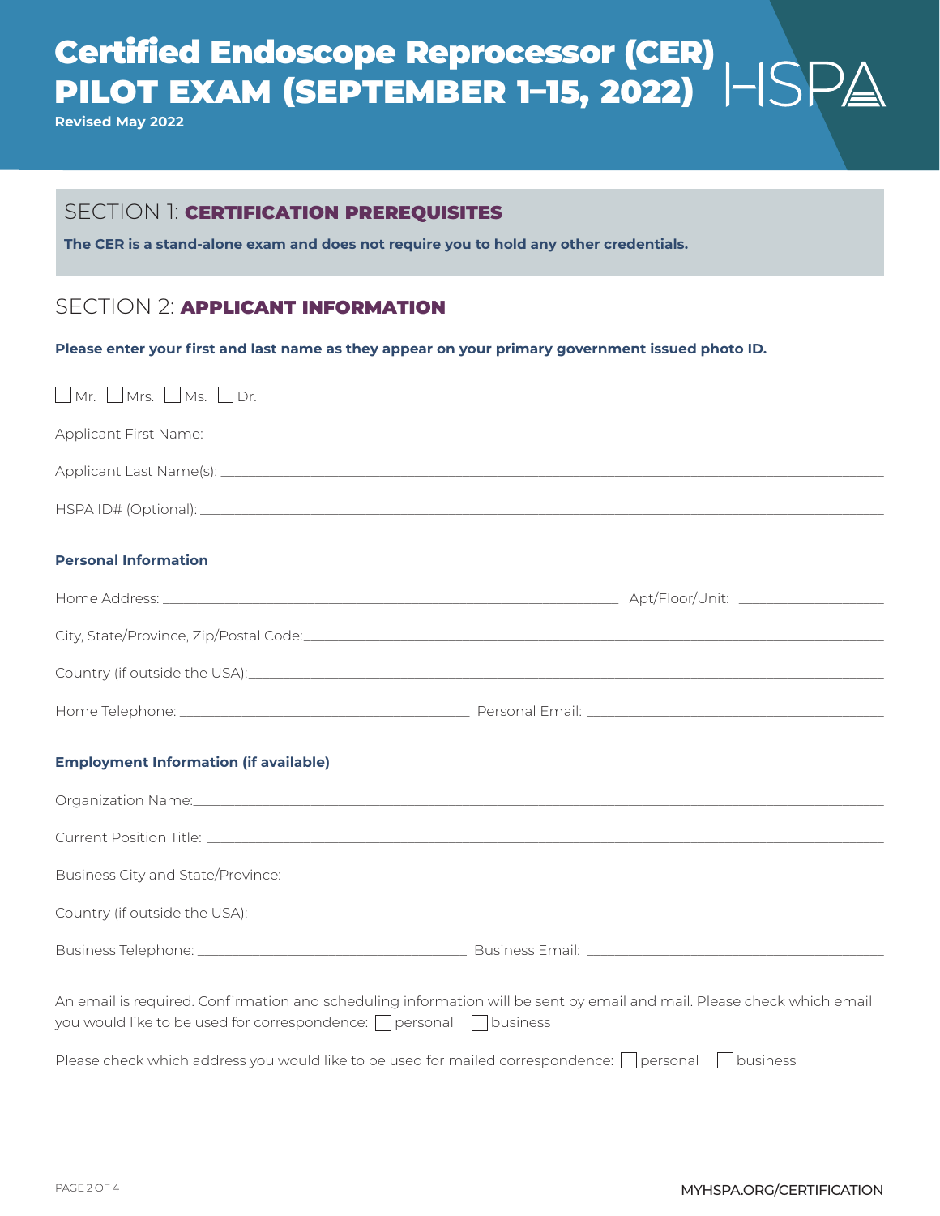# Certified Endoscope Reprocessor (CER) PILOT EXAM (SEPTEMBER 1–15, 2022)

**Revised May 2022**

HSPA

## SECTION 1: CERTIFICATION PREREQUISITES

**The CER is a stand-alone exam and does not require you to hold any other credentials.**

## SECTION 2: APPLICANT INFORMATION

**Please enter your first and last name as they appear on your primary government issued photo ID.**

☐ Mr. ☐ Mrs. ☐ Ms. ☐ Dr.

Applicant First Name: ______________________________

Applicant Last Name(s): ______________________________

HSPA ID# (Optional): ______________________________

### Personal Information

Home Address: ______________________________ Apt/Floor/Unit: ______________

City, State/Province, Zip/Postal Code: ______________________________

Country (if outside the USA): ______________________________

Home Telephone: ______________________ Personal Email: ______________________

### Employment Information (if available)

Organization Name: ______________________________

Current Position Title: ______________________________

Business City and State/Province: ______________________________

Country (if outside the USA): ______________________________

Business Telephone: ______________________ Business Email: ______________________

An email is required. Confirmation and scheduling information will be sent by email and mail. Please check which email you would like to be used for correspondence: ☐ personal ☐ business

Please check which address you would like to be used for mailed correspondence: ☐ personal ☐ business

MYHSPA.ORG/CERTIFICATION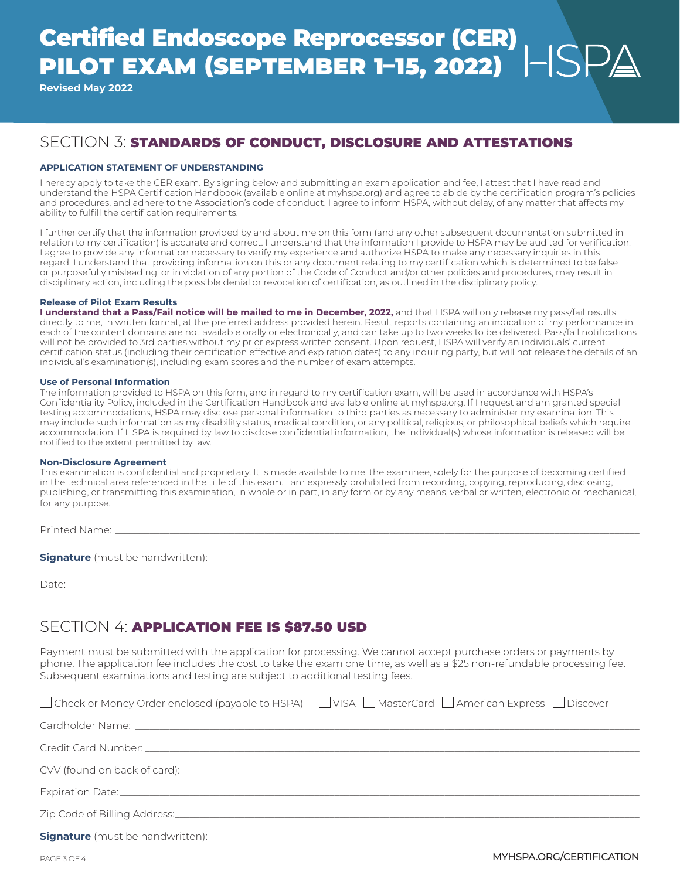# Certified Endoscope Reprocessor (CER) PILOT EXAM (SEPTEMBER 1–15, 2022)

**Revised May 2022**

## SECTION 3: **STANDARDS OF CONDUCT, DISCLOSURE AND ATTESTATIONS**

### APPLICATION STATEMENT OF UNDERSTANDING

I hereby apply to take the CER exam. By signing below and submitting an exam application and fee, I attest that I have read and understand the HSPA Certification Handbook (available online at myhspa.org) and agree to abide by the certification program's policies and procedures, and adhere to the Association's code of conduct. I agree to inform HSPA, without delay, of any matter that affects my ability to fulfill the certification requirements.

I further certify that the information provided by and about me on this form (and any other subsequent documentation submitted in relation to my certification) is accurate and correct. I understand that the information I provide to HSPA may be audited for verification. I agree to provide any information necessary to verify my experience and authorize HSPA to make any necessary inquiries in this regard. I understand that providing information on this or any document relating to my certification which is determined to be false or purposefully misleading, or in violation of any portion of the Code of Conduct and/or other policies and procedures, may result in disciplinary action, including the possible denial or revocation of certification, as outlined in the disciplinary policy.

**Release of Pilot Exam Results**

**I understand that a Pass/Fail notice will be mailed to me in December, 2022,** and that HSPA will only release my pass/fail results directly to me, in written format, at the preferred address provided herein. Result reports containing an indication of my performance in each of the content domains are not available orally or electronically, and can take up to two weeks to be delivered. Pass/fail notifications will not be provided to 3rd parties without my prior express written consent. Upon request, HSPA will verify an individuals' current certification status (including their certification effective and expiration dates) to any inquiring party, but will not release the details of an individual's examination(s), including exam scores and the number of exam attempts.

**Use of Personal Information**

The information provided to HSPA on this form, and in regard to my certification exam, will be used in accordance with HSPA's Confidentiality Policy, included in the Certification Handbook and available online at myhspa.org. If I request and am granted special testing accommodations, HSPA may disclose personal information to third parties as necessary to administer my examination. This may include such information as my disability status, medical condition, or any political, religious, or philosophical beliefs which require accommodation. If HSPA is required by law to disclose confidential information, the individual(s) whose information is released will be notified to the extent permitted by law.

**Non-Disclosure Agreement**

This examination is confidential and proprietary. It is made available to me, the examinee, solely for the purpose of becoming certified in the technical area referenced in the title of this exam. I am expressly prohibited from recording, copying, reproducing, disclosing, publishing, or transmitting this examination, in whole or in part, in any form or by any means, verbal or written, electronic or mechanical, for any purpose.

Printed Name: ______________________________

**Signature** (must be handwritten): ______________________________

Date: ______________________________

## SECTION 4: **APPLICATION FEE IS $87.50 USD**

Payment must be submitted with the application for processing. We cannot accept purchase orders or payments by phone. The application fee includes the cost to take the exam one time, as well as a $25 non-refundable processing fee. Subsequent examinations and testing are subject to additional testing fees.

☐ Check or Money Order enclosed (payable to HSPA) ☐ VISA ☐ MasterCard ☐ American Express ☐ Discover

Cardholder Name: ______________________________

Credit Card Number: ______________________________

CVV (found on back of card): ______________________________

Expiration Date: ______________________________

Zip Code of Billing Address: ______________________________

**Signature** (must be handwritten): ______________________________

MYHSPA.ORG/CERTIFICATION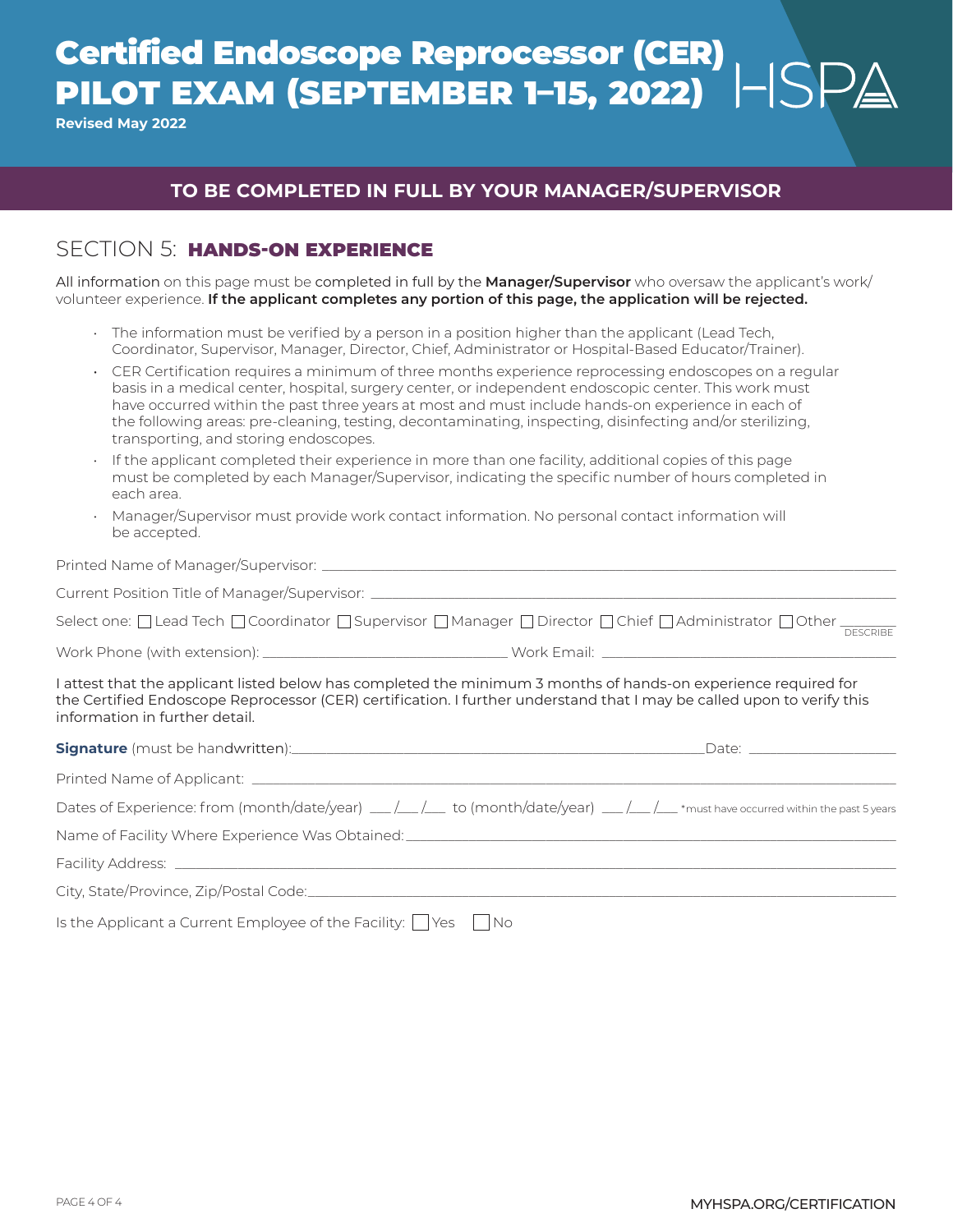# Certified Endoscope Reprocessor (CER) PILOT EXAM (SEPTEMBER 1–15, 2022)

**Revised May 2022**

HSPA

## TO BE COMPLETED IN FULL BY YOUR MANAGER/SUPERVISOR

## SECTION 5: **HANDS-ON EXPERIENCE**

All information on this page must be completed in full by the **Manager/Supervisor** who oversaw the applicant's work/volunteer experience. **If the applicant completes any portion of this page, the application will be rejected.**

- The information must be verified by a person in a position higher than the applicant (Lead Tech, Coordinator, Supervisor, Manager, Director, Chief, Administrator or Hospital-Based Educator/Trainer).
- CER Certification requires a minimum of three months experience reprocessing endoscopes on a regular basis in a medical center, hospital, surgery center, or independent endoscopic center. This work must have occurred within the past three years at most and must include hands-on experience in each of the following areas: pre-cleaning, testing, decontaminating, inspecting, disinfecting and/or sterilizing, transporting, and storing endoscopes.
- If the applicant completed their experience in more than one facility, additional copies of this page must be completed by each Manager/Supervisor, indicating the specific number of hours completed in each area.
- Manager/Supervisor must provide work contact information. No personal contact information will be accepted.

Printed Name of Manager/Supervisor: ______________________________

Current Position Title of Manager/Supervisor: ______________________________

Select one: ☐ Lead Tech ☐ Coordinator ☐ Supervisor ☐ Manager ☐ Director ☐ Chief ☐ Administrator ☐ Other ________ (DESCRIBE)

Work Phone (with extension): ______________________ Work Email: ______________________

I attest that the applicant listed below has completed the minimum 3 months of hands-on experience required for the Certified Endoscope Reprocessor (CER) certification. I further understand that I may be called upon to verify this information in further detail.

**Signature** (must be handwritten):______________________________Date: ______________

Printed Name of Applicant: ______________________________

Dates of Experience: from (month/date/year) ___/___/___ to (month/date/year) ___/___/___ *must have occurred within the past 5 years

Name of Facility Where Experience Was Obtained: ______________________________

Facility Address: ______________________________

City, State/Province, Zip/Postal Code: ______________________________

Is the Applicant a Current Employee of the Facility: ☐ Yes ☐ No

MYHSPA.ORG/CERTIFICATION